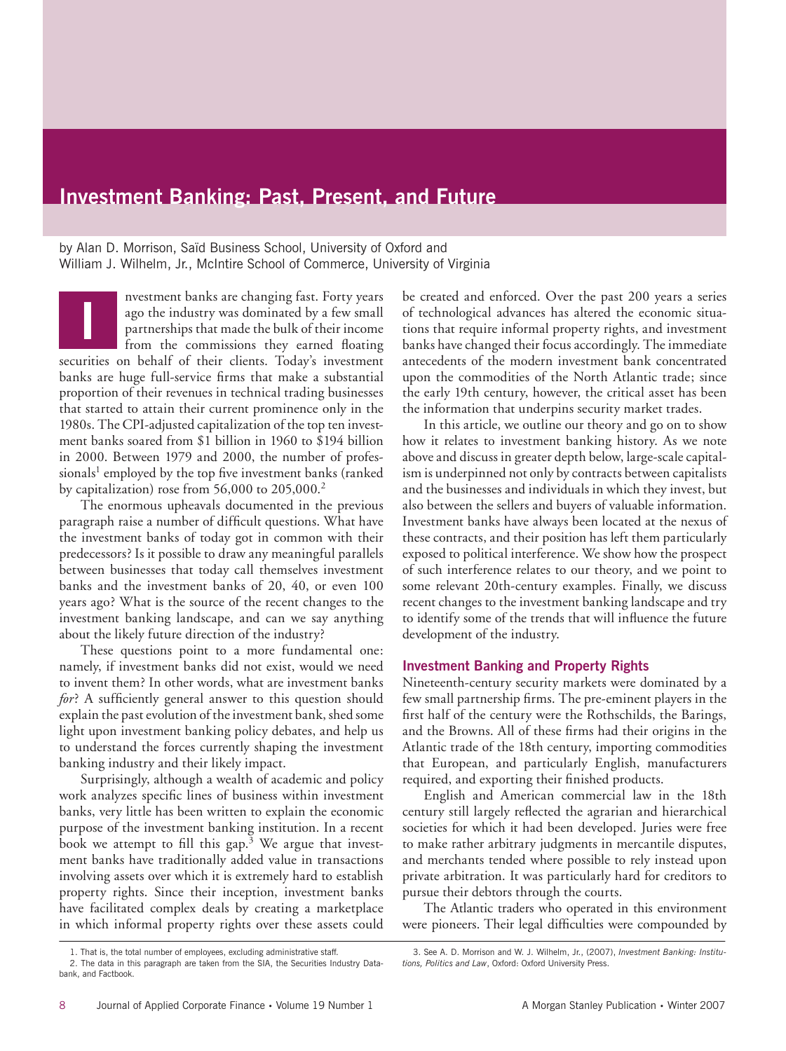# Investment Banking: Past, Present, and Future

by Alan D. Morrison, Saïd Business School, University of Oxford and William J. Wilhelm, Jr., McIntire School of Commerce, University of Virginia

Investment banks are changing fast. Forty years ago the industry was dominated by a few small partnerships that made the bulk of their income from the commissions they earned floating securities on behalf of their clients. Today's investment banks are huge full-service firms that make a substantial proportion of their revenues in technical trading businesses that started to attain their current prominence only in the 1980s. The CPI-adjusted capitalization of the top ten investment banks soared from $1 billion in 1960 to $194 billion in 2000. Between 1979 and 2000, the number of professionals[1] employed by the top five investment banks (ranked by capitalization) rose from 56,000 to 205,000.[2]

The enormous upheavals documented in the previous paragraph raise a number of difficult questions. What have the investment banks of today got in common with their predecessors? Is it possible to draw any meaningful parallels between businesses that today call themselves investment banks and the investment banks of 20, 40, or even 100 years ago? What is the source of the recent changes to the investment banking landscape, and can we say anything about the likely future direction of the industry?

These questions point to a more fundamental one: namely, if investment banks did not exist, would we need to invent them? In other words, what are investment banks *for*? A sufficiently general answer to this question should explain the past evolution of the investment bank, shed some light upon investment banking policy debates, and help us to understand the forces currently shaping the investment banking industry and their likely impact.

Surprisingly, although a wealth of academic and policy work analyzes specific lines of business within investment banks, very little has been written to explain the economic purpose of the investment banking institution. In a recent book we attempt to fill this gap.[3] We argue that investment banks have traditionally added value in transactions involving assets over which it is extremely hard to establish property rights. Since their inception, investment banks have facilitated complex deals by creating a marketplace in which informal property rights over these assets could be created and enforced. Over the past 200 years a series of technological advances has altered the economic situations that require informal property rights, and investment banks have changed their focus accordingly. The immediate antecedents of the modern investment bank concentrated upon the commodities of the North Atlantic trade; since the early 19th century, however, the critical asset has been the information that underpins security market trades.

In this article, we outline our theory and go on to show how it relates to investment banking history. As we note above and discuss in greater depth below, large-scale capitalism is underpinned not only by contracts between capitalists and the businesses and individuals in which they invest, but also between the sellers and buyers of valuable information. Investment banks have always been located at the nexus of these contracts, and their position has left them particularly exposed to political interference. We show how the prospect of such interference relates to our theory, and we point to some relevant 20th-century examples. Finally, we discuss recent changes to the investment banking landscape and try to identify some of the trends that will influence the future development of the industry.

## Investment Banking and Property Rights

Nineteenth-century security markets were dominated by a few small partnership firms. The pre-eminent players in the first half of the century were the Rothschilds, the Barings, and the Browns. All of these firms had their origins in the Atlantic trade of the 18th century, importing commodities that European, and particularly English, manufacturers required, and exporting their finished products.

English and American commercial law in the 18th century still largely reflected the agrarian and hierarchical societies for which it had been developed. Juries were free to make rather arbitrary judgments in mercantile disputes, and merchants tended where possible to rely instead upon private arbitration. It was particularly hard for creditors to pursue their debtors through the courts.

The Atlantic traders who operated in this environment were pioneers. Their legal difficulties were compounded by

1. That is, the total number of employees, excluding administrative staff.

2. The data in this paragraph are taken from the SIA, the Securities Industry Databank, and Factbook.

3. See A. D. Morrison and W. J. Wilhelm, Jr., (2007), *Investment Banking: Institutions, Politics and Law*, Oxford: Oxford University Press.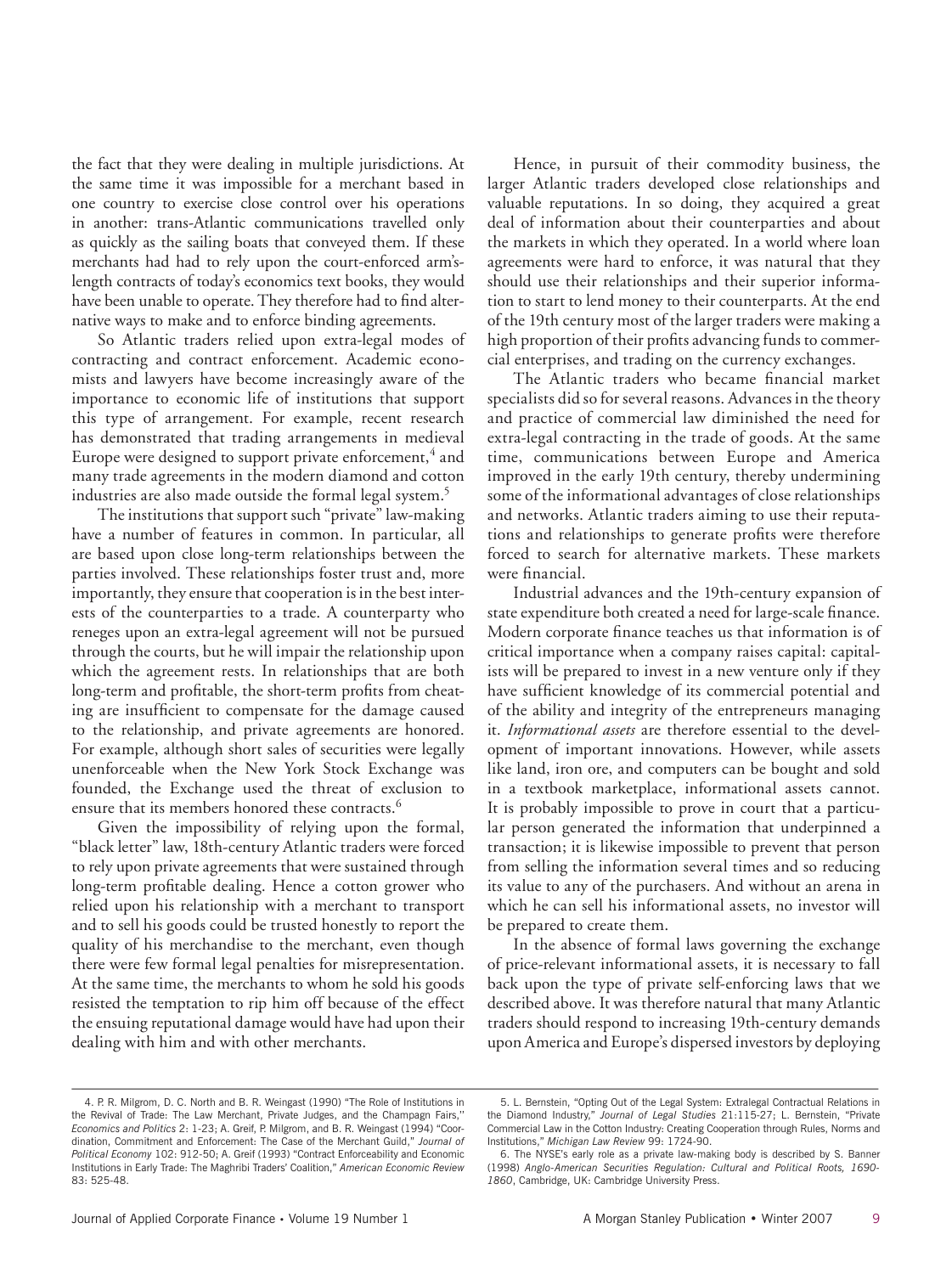the fact that they were dealing in multiple jurisdictions. At the same time it was impossible for a merchant based in one country to exercise close control over his operations in another: trans-Atlantic communications travelled only as quickly as the sailing boats that conveyed them. If these merchants had had to rely upon the court-enforced arm's-length contracts of today's economics text books, they would have been unable to operate. They therefore had to find alternative ways to make and to enforce binding agreements.

So Atlantic traders relied upon extra-legal modes of contracting and contract enforcement. Academic economists and lawyers have become increasingly aware of the importance to economic life of institutions that support this type of arrangement. For example, recent research has demonstrated that trading arrangements in medieval Europe were designed to support private enforcement,[4] and many trade agreements in the modern diamond and cotton industries are also made outside the formal legal system.[5]

The institutions that support such "private" law-making have a number of features in common. In particular, all are based upon close long-term relationships between the parties involved. These relationships foster trust and, more importantly, they ensure that cooperation is in the best interests of the counterparties to a trade. A counterparty who reneges upon an extra-legal agreement will not be pursued through the courts, but he will impair the relationship upon which the agreement rests. In relationships that are both long-term and profitable, the short-term profits from cheating are insufficient to compensate for the damage caused to the relationship, and private agreements are honored. For example, although short sales of securities were legally unenforceable when the New York Stock Exchange was founded, the Exchange used the threat of exclusion to ensure that its members honored these contracts.[6]

Given the impossibility of relying upon the formal, "black letter" law, 18th-century Atlantic traders were forced to rely upon private agreements that were sustained through long-term profitable dealing. Hence a cotton grower who relied upon his relationship with a merchant to transport and to sell his goods could be trusted honestly to report the quality of his merchandise to the merchant, even though there were few formal legal penalties for misrepresentation. At the same time, the merchants to whom he sold his goods resisted the temptation to rip him off because of the effect the ensuing reputational damage would have had upon their dealing with him and with other merchants.

Hence, in pursuit of their commodity business, the larger Atlantic traders developed close relationships and valuable reputations. In so doing, they acquired a great deal of information about their counterparties and about the markets in which they operated. In a world where loan agreements were hard to enforce, it was natural that they should use their relationships and their superior information to start to lend money to their counterparts. At the end of the 19th century most of the larger traders were making a high proportion of their profits advancing funds to commercial enterprises, and trading on the currency exchanges.

The Atlantic traders who became financial market specialists did so for several reasons. Advances in the theory and practice of commercial law diminished the need for extra-legal contracting in the trade of goods. At the same time, communications between Europe and America improved in the early 19th century, thereby undermining some of the informational advantages of close relationships and networks. Atlantic traders aiming to use their reputations and relationships to generate profits were therefore forced to search for alternative markets. These markets were financial.

Industrial advances and the 19th-century expansion of state expenditure both created a need for large-scale finance. Modern corporate finance teaches us that information is of critical importance when a company raises capital: capitalists will be prepared to invest in a new venture only if they have sufficient knowledge of its commercial potential and of the ability and integrity of the entrepreneurs managing it. *Informational assets* are therefore essential to the development of important innovations. However, while assets like land, iron ore, and computers can be bought and sold in a textbook marketplace, informational assets cannot. It is probably impossible to prove in court that a particular person generated the information that underpinned a transaction; it is likewise impossible to prevent that person from selling the information several times and so reducing its value to any of the purchasers. And without an arena in which he can sell his informational assets, no investor will be prepared to create them.

In the absence of formal laws governing the exchange of price-relevant informational assets, it is necessary to fall back upon the type of private self-enforcing laws that we described above. It was therefore natural that many Atlantic traders should respond to increasing 19th-century demands upon America and Europe's dispersed investors by deploying

4. P. R. Milgrom, D. C. North and B. R. Weingast (1990) "The Role of Institutions in the Revival of Trade: The Law Merchant, Private Judges, and the Champagn Fairs," *Economics and Politics* 2: 1-23; A. Greif, P. Milgrom, and B. R. Weingast (1994) "Coordination, Commitment and Enforcement: The Case of the Merchant Guild," *Journal of Political Economy* 102: 912-50; A. Greif (1993) "Contract Enforceability and Economic Institutions in Early Trade: The Maghribi Traders' Coalition," *American Economic Review* 83: 525-48.

5. L. Bernstein, "Opting Out of the Legal System: Extralegal Contractual Relations in the Diamond Industry," *Journal of Legal Studies* 21:115-27; L. Bernstein, "Private Commercial Law in the Cotton Industry: Creating Cooperation through Rules, Norms and Institutions," *Michigan Law Review* 99: 1724-90.

6. The NYSE's early role as a private law-making body is described by S. Banner (1998) *Anglo-American Securities Regulation: Cultural and Political Roots, 1690-1860*, Cambridge, UK: Cambridge University Press.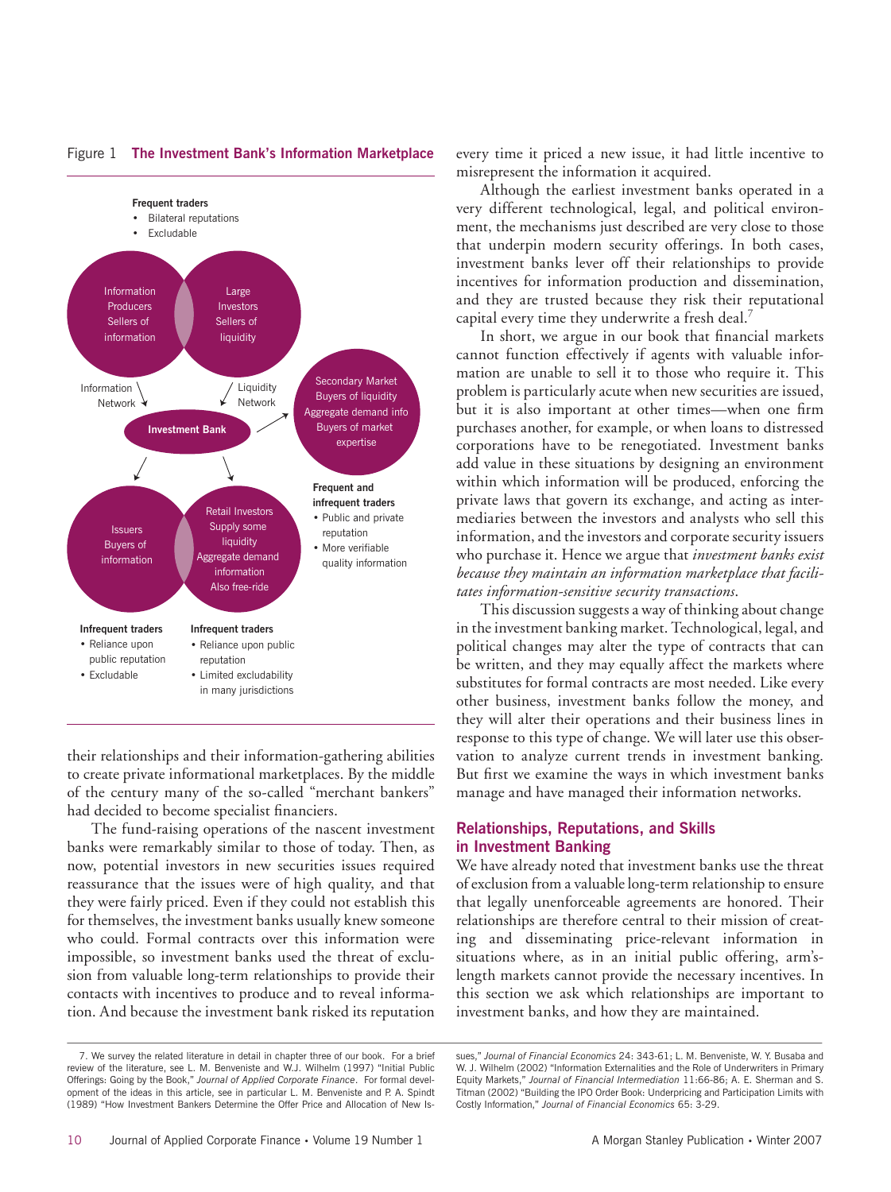Figure 1 **The Investment Bank's Information Marketplace**

**Frequent traders**
- Bilateral reputations
- Excludable

Information Producers Sellers of information

Large Investors Sellers of liquidity

Information Network

Liquidity Network

Investment Bank

Secondary Market Buyers of liquidity Aggregate demand info Buyers of market expertise

**Frequent and infrequent traders**
- Public and private reputation
- More verifiable quality information

Issuers Buyers of information

Retail Investors Supply some liquidity Aggregate demand information Also free-ride

**Infrequent traders**
- Reliance upon public reputation
- Excludable

**Infrequent traders**
- Reliance upon public reputation
- Limited excludability in many jurisdictions

their relationships and their information-gathering abilities to create private informational marketplaces. By the middle of the century many of the so-called "merchant bankers" had decided to become specialist financiers.

The fund-raising operations of the nascent investment banks were remarkably similar to those of today. Then, as now, potential investors in new securities issues required reassurance that the issues were of high quality, and that they were fairly priced. Even if they could not establish this for themselves, the investment banks usually knew someone who could. Formal contracts over this information were impossible, so investment banks used the threat of exclusion from valuable long-term relationships to provide their contacts with incentives to produce and to reveal information. And because the investment bank risked its reputation every time it priced a new issue, it had little incentive to misrepresent the information it acquired.

Although the earliest investment banks operated in a very different technological, legal, and political environment, the mechanisms just described are very close to those that underpin modern security offerings. In both cases, investment banks lever off their relationships to provide incentives for information production and dissemination, and they are trusted because they risk their reputational capital every time they underwrite a fresh deal.[7]

In short, we argue in our book that financial markets cannot function effectively if agents with valuable information are unable to sell it to those who require it. This problem is particularly acute when new securities are issued, but it is also important at other times—when one firm purchases another, for example, or when loans to distressed corporations have to be renegotiated. Investment banks add value in these situations by designing an environment within which information will be produced, enforcing the private laws that govern its exchange, and acting as intermediaries between the investors and analysts who sell this information, and the investors and corporate security issuers who purchase it. Hence we argue that *investment banks exist because they maintain an information marketplace that facilitates information-sensitive security transactions*.

This discussion suggests a way of thinking about change in the investment banking market. Technological, legal, and political changes may alter the type of contracts that can be written, and they may equally affect the markets where substitutes for formal contracts are most needed. Like every other business, investment banks follow the money, and they will alter their operations and their business lines in response to this type of change. We will later use this observation to analyze current trends in investment banking. But first we examine the ways in which investment banks manage and have managed their information networks.

## Relationships, Reputations, and Skills in Investment Banking

We have already noted that investment banks use the threat of exclusion from a valuable long-term relationship to ensure that legally unenforceable agreements are honored. Their relationships are therefore central to their mission of creating and disseminating price-relevant information in situations where, as in an initial public offering, arm's-length markets cannot provide the necessary incentives. In this section we ask which relationships are important to investment banks, and how they are maintained.

---

7. We survey the related literature in detail in chapter three of our book. For a brief review of the literature, see L. M. Benveniste and W.J. Wilhelm (1997) "Initial Public Offerings: Going by the Book," *Journal of Applied Corporate Finance*. For formal development of the ideas in this article, see in particular L. M. Benveniste and P. A. Spindt (1989) "How Investment Bankers Determine the Offer Price and Allocation of New Issues," *Journal of Financial Economics* 24: 343-61; L. M. Benveniste, W. Y. Busaba and W. J. Wilhelm (2002) "Information Externalities and the Role of Underwriters in Primary Equity Markets," *Journal of Financial Intermediation* 11:66-86; A. E. Sherman and S. Titman (2002) "Building the IPO Order Book: Underpricing and Participation Limits with Costly Information," *Journal of Financial Economics* 65: 3-29.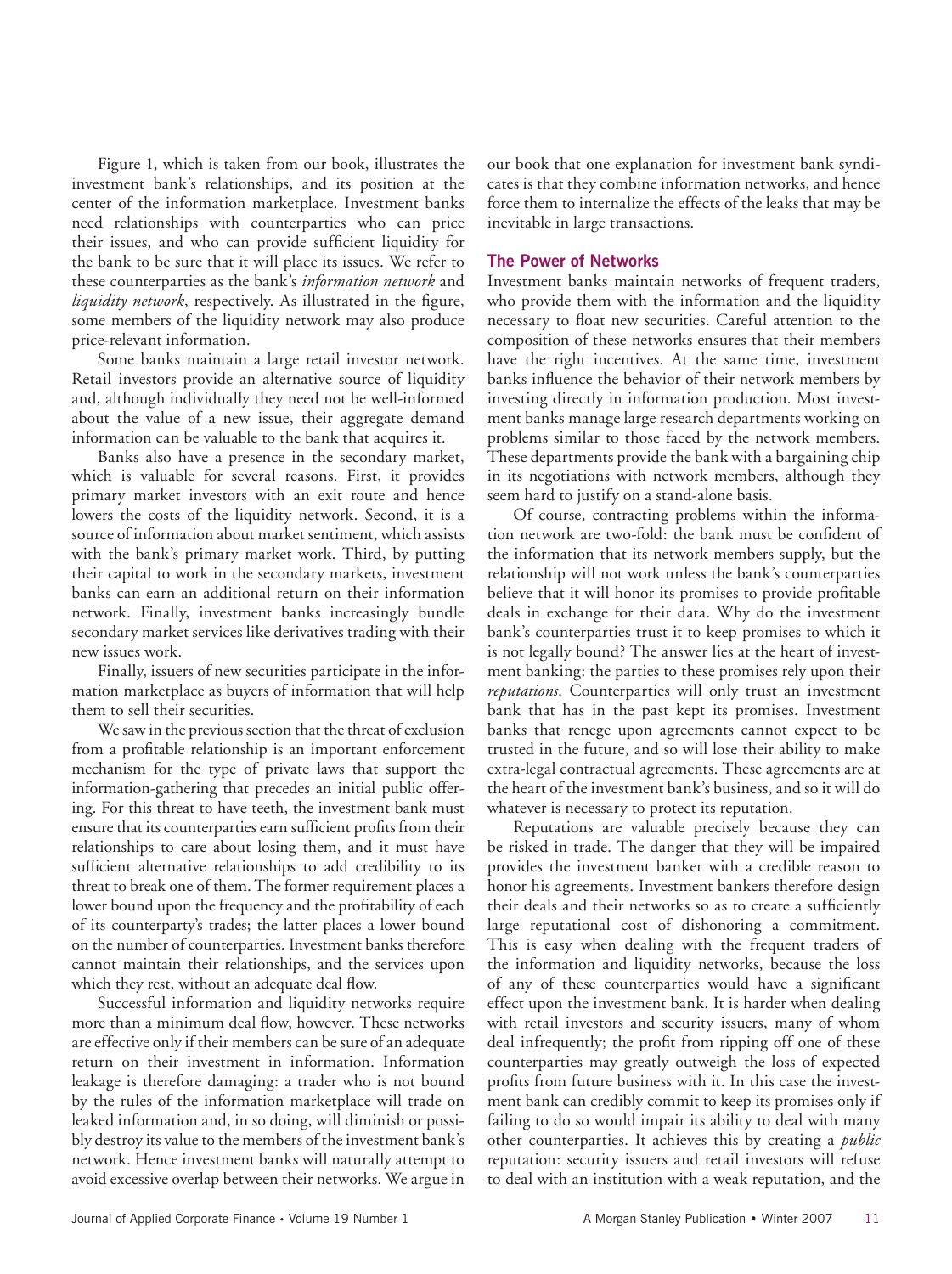Figure 1, which is taken from our book, illustrates the investment bank's relationships, and its position at the center of the information marketplace. Investment banks need relationships with counterparties who can price their issues, and who can provide sufficient liquidity for the bank to be sure that it will place its issues. We refer to these counterparties as the bank's *information network* and *liquidity network*, respectively. As illustrated in the figure, some members of the liquidity network may also produce price-relevant information.

Some banks maintain a large retail investor network. Retail investors provide an alternative source of liquidity and, although individually they need not be well-informed about the value of a new issue, their aggregate demand information can be valuable to the bank that acquires it.

Banks also have a presence in the secondary market, which is valuable for several reasons. First, it provides primary market investors with an exit route and hence lowers the costs of the liquidity network. Second, it is a source of information about market sentiment, which assists with the bank's primary market work. Third, by putting their capital to work in the secondary markets, investment banks can earn an additional return on their information network. Finally, investment banks increasingly bundle secondary market services like derivatives trading with their new issues work.

Finally, issuers of new securities participate in the information marketplace as buyers of information that will help them to sell their securities.

We saw in the previous section that the threat of exclusion from a profitable relationship is an important enforcement mechanism for the type of private laws that support the information-gathering that precedes an initial public offering. For this threat to have teeth, the investment bank must ensure that its counterparties earn sufficient profits from their relationships to care about losing them, and it must have sufficient alternative relationships to add credibility to its threat to break one of them. The former requirement places a lower bound upon the frequency and the profitability of each of its counterparty's trades; the latter places a lower bound on the number of counterparties. Investment banks therefore cannot maintain their relationships, and the services upon which they rest, without an adequate deal flow.

Successful information and liquidity networks require more than a minimum deal flow, however. These networks are effective only if their members can be sure of an adequate return on their investment in information. Information leakage is therefore damaging: a trader who is not bound by the rules of the information marketplace will trade on leaked information and, in so doing, will diminish or possibly destroy its value to the members of the investment bank's network. Hence investment banks will naturally attempt to avoid excessive overlap between their networks. We argue in our book that one explanation for investment bank syndicates is that they combine information networks, and hence force them to internalize the effects of the leaks that may be inevitable in large transactions.

## The Power of Networks

Investment banks maintain networks of frequent traders, who provide them with the information and the liquidity necessary to float new securities. Careful attention to the composition of these networks ensures that their members have the right incentives. At the same time, investment banks influence the behavior of their network members by investing directly in information production. Most investment banks manage large research departments working on problems similar to those faced by the network members. These departments provide the bank with a bargaining chip in its negotiations with network members, although they seem hard to justify on a stand-alone basis.

Of course, contracting problems within the information network are two-fold: the bank must be confident of the information that its network members supply, but the relationship will not work unless the bank's counterparties believe that it will honor its promises to provide profitable deals in exchange for their data. Why do the investment bank's counterparties trust it to keep promises to which it is not legally bound? The answer lies at the heart of investment banking: the parties to these promises rely upon their *reputations*. Counterparties will only trust an investment bank that has in the past kept its promises. Investment banks that renege upon agreements cannot expect to be trusted in the future, and so will lose their ability to make extra-legal contractual agreements. These agreements are at the heart of the investment bank's business, and so it will do whatever is necessary to protect its reputation.

Reputations are valuable precisely because they can be risked in trade. The danger that they will be impaired provides the investment banker with a credible reason to honor his agreements. Investment bankers therefore design their deals and their networks so as to create a sufficiently large reputational cost of dishonoring a commitment. This is easy when dealing with the frequent traders of the information and liquidity networks, because the loss of any of these counterparties would have a significant effect upon the investment bank. It is harder when dealing with retail investors and security issuers, many of whom deal infrequently; the profit from ripping off one of these counterparties may greatly outweigh the loss of expected profits from future business with it. In this case the investment bank can credibly commit to keep its promises only if failing to do so would impair its ability to deal with many other counterparties. It achieves this by creating a *public* reputation: security issuers and retail investors will refuse to deal with an institution with a weak reputation, and the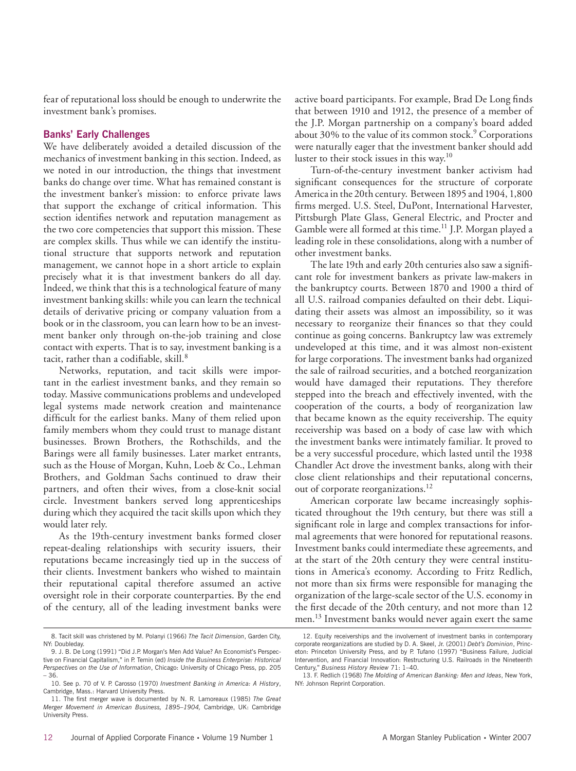fear of reputational loss should be enough to underwrite the investment bank's promises.

## Banks' Early Challenges

We have deliberately avoided a detailed discussion of the mechanics of investment banking in this section. Indeed, as we noted in our introduction, the things that investment banks do change over time. What has remained constant is the investment banker's mission: to enforce private laws that support the exchange of critical information. This section identifies network and reputation management as the two core competencies that support this mission. These are complex skills. Thus while we can identify the institutional structure that supports network and reputation management, we cannot hope in a short article to explain precisely what it is that investment bankers do all day. Indeed, we think that this is a technological feature of many investment banking skills: while you can learn the technical details of derivative pricing or company valuation from a book or in the classroom, you can learn how to be an investment banker only through on-the-job training and close contact with experts. That is to say, investment banking is a tacit, rather than a codifiable, skill.[8]

Networks, reputation, and tacit skills were important in the earliest investment banks, and they remain so today. Massive communications problems and undeveloped legal systems made network creation and maintenance difficult for the earliest banks. Many of them relied upon family members whom they could trust to manage distant businesses. Brown Brothers, the Rothschilds, and the Barings were all family businesses. Later market entrants, such as the House of Morgan, Kuhn, Loeb & Co., Lehman Brothers, and Goldman Sachs continued to draw their partners, and often their wives, from a close-knit social circle. Investment bankers served long apprenticeships during which they acquired the tacit skills upon which they would later rely.

As the 19th-century investment banks formed closer repeat-dealing relationships with security issuers, their reputations became increasingly tied up in the success of their clients. Investment bankers who wished to maintain their reputational capital therefore assumed an active oversight role in their corporate counterparties. By the end of the century, all of the leading investment banks were active board participants. For example, Brad De Long finds that between 1910 and 1912, the presence of a member of the J.P. Morgan partnership on a company's board added about 30% to the value of its common stock.[9] Corporations were naturally eager that the investment banker should add luster to their stock issues in this way.[10]

Turn-of-the-century investment banker activism had significant consequences for the structure of corporate America in the 20th century. Between 1895 and 1904, 1,800 firms merged. U.S. Steel, DuPont, International Harvester, Pittsburgh Plate Glass, General Electric, and Procter and Gamble were all formed at this time.[11] J.P. Morgan played a leading role in these consolidations, along with a number of other investment banks.

The late 19th and early 20th centuries also saw a significant role for investment bankers as private law-makers in the bankruptcy courts. Between 1870 and 1900 a third of all U.S. railroad companies defaulted on their debt. Liquidating their assets was almost an impossibility, so it was necessary to reorganize their finances so that they could continue as going concerns. Bankruptcy law was extremely undeveloped at this time, and it was almost non-existent for large corporations. The investment banks had organized the sale of railroad securities, and a botched reorganization would have damaged their reputations. They therefore stepped into the breach and effectively invented, with the cooperation of the courts, a body of reorganization law that became known as the equity receivership. The equity receivership was based on a body of case law with which the investment banks were intimately familiar. It proved to be a very successful procedure, which lasted until the 1938 Chandler Act drove the investment banks, along with their close client relationships and their reputational concerns, out of corporate reorganizations.[12]

American corporate law became increasingly sophisticated throughout the 19th century, but there was still a significant role in large and complex transactions for informal agreements that were honored for reputational reasons. Investment banks could intermediate these agreements, and at the start of the 20th century they were central institutions in America's economy. According to Fritz Redlich, not more than six firms were responsible for managing the organization of the large-scale sector of the U.S. economy in the first decade of the 20th century, and not more than 12 men.[13] Investment banks would never again exert the same

8. Tacit skill was christened by M. Polanyi (1966) *The Tacit Dimension*, Garden City, NY: Doubleday.

9. J. B. De Long (1991) "Did J.P. Morgan's Men Add Value? An Economist's Perspective on Financial Capitalism," in P. Temin (ed) *Inside the Business Enterprise: Historical Perspectives on the Use of Information*, Chicago: University of Chicago Press, pp. 205 – 36.

10. See p. 70 of V. P. Carosso (1970) *Investment Banking in America: A History*, Cambridge, Mass.: Harvard University Press.

11. The first merger wave is documented by N. R. Lamoreaux (1985) *The Great Merger Movement in American Business, 1895–1904,* Cambridge, UK: Cambridge University Press.

12. Equity receiverships and the involvement of investment banks in contemporary corporate reorganizations are studied by D. A. Skeel, Jr. (2001) *Debt's Dominion*, Princeton: Princeton University Press, and by P. Tufano (1997) "Business Failure, Judicial Intervention, and Financial Innovation: Restructuring U.S. Railroads in the Nineteenth Century," *Business History Review* 71: 1–40.

13. F. Redlich (1968) *The Molding of American Banking: Men and Ideas*, New York, NY: Johnson Reprint Corporation.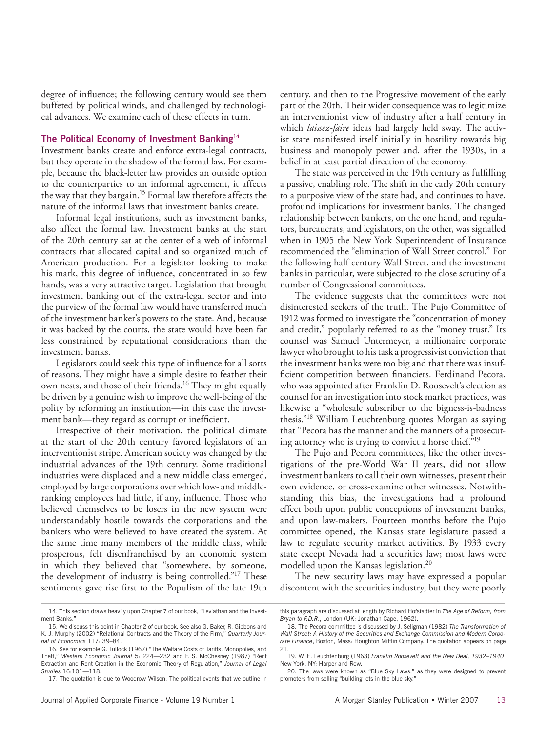degree of influence; the following century would see them buffeted by political winds, and challenged by technological advances. We examine each of these effects in turn.

## The Political Economy of Investment Banking[14]

Investment banks create and enforce extra-legal contracts, but they operate in the shadow of the formal law. For example, because the black-letter law provides an outside option to the counterparties to an informal agreement, it affects the way that they bargain.[15] Formal law therefore affects the nature of the informal laws that investment banks create.

Informal legal institutions, such as investment banks, also affect the formal law. Investment banks at the start of the 20th century sat at the center of a web of informal contracts that allocated capital and so organized much of American production. For a legislator looking to make his mark, this degree of influence, concentrated in so few hands, was a very attractive target. Legislation that brought investment banking out of the extra-legal sector and into the purview of the formal law would have transferred much of the investment banker's powers to the state. And, because it was backed by the courts, the state would have been far less constrained by reputational considerations than the investment banks.

Legislators could seek this type of influence for all sorts of reasons. They might have a simple desire to feather their own nests, and those of their friends.[16] They might equally be driven by a genuine wish to improve the well-being of the polity by reforming an institution—in this case the investment bank—they regard as corrupt or inefficient.

Irrespective of their motivation, the political climate at the start of the 20th century favored legislators of an interventionist stripe. American society was changed by the industrial advances of the 19th century. Some traditional industries were displaced and a new middle class emerged, employed by large corporations over which low- and middle-ranking employees had little, if any, influence. Those who believed themselves to be losers in the new system were understandably hostile towards the corporations and the bankers who were believed to have created the system. At the same time many members of the middle class, while prosperous, felt disenfranchised by an economic system in which they believed that "somewhere, by someone, the development of industry is being controlled."[17] These sentiments gave rise first to the Populism of the late 19th century, and then to the Progressive movement of the early part of the 20th. Their wider consequence was to legitimize an interventionist view of industry after a half century in which *laissez-faire* ideas had largely held sway. The activist state manifested itself initially in hostility towards big business and monopoly power and, after the 1930s, in a belief in at least partial direction of the economy.

The state was perceived in the 19th century as fulfilling a passive, enabling role. The shift in the early 20th century to a purposive view of the state had, and continues to have, profound implications for investment banks. The changed relationship between bankers, on the one hand, and regulators, bureaucrats, and legislators, on the other, was signalled when in 1905 the New York Superintendent of Insurance recommended the "elimination of Wall Street control." For the following half century Wall Street, and the investment banks in particular, were subjected to the close scrutiny of a number of Congressional committees.

The evidence suggests that the committees were not disinterested seekers of the truth. The Pujo Committee of 1912 was formed to investigate the "concentration of money and credit," popularly referred to as the "money trust." Its counsel was Samuel Untermeyer, a millionaire corporate lawyer who brought to his task a progressivist conviction that the investment banks were too big and that there was insufficient competition between financiers. Ferdinand Pecora, who was appointed after Franklin D. Roosevelt's election as counsel for an investigation into stock market practices, was likewise a "wholesale subscriber to the bigness-is-badness thesis."[18] William Leuchtenburg quotes Morgan as saying that "Pecora has the manner and the manners of a prosecuting attorney who is trying to convict a horse thief."[19]

The Pujo and Pecora committees, like the other investigations of the pre-World War II years, did not allow investment bankers to call their own witnesses, present their own evidence, or cross-examine other witnesses. Notwithstanding this bias, the investigations had a profound effect both upon public conceptions of investment banks, and upon law-makers. Fourteen months before the Pujo committee opened, the Kansas state legislature passed a law to regulate security market activities. By 1933 every state except Nevada had a securities law; most laws were modelled upon the Kansas legislation.[20]

The new security laws may have expressed a popular discontent with the securities industry, but they were poorly

---

14. This section draws heavily upon Chapter 7 of our book, "Leviathan and the Investment Banks."

15. We discuss this point in Chapter 2 of our book. See also G. Baker, R. Gibbons and K. J. Murphy (2002) "Relational Contracts and the Theory of the Firm," *Quarterly Journal of Economics* 117: 39–84.

16. See for example G. Tullock (1967) "The Welfare Costs of Tariffs, Monopolies, and Theft," *Western Economic Journal* 5: 224—232 and F. S. McChesney (1987) "Rent Extraction and Rent Creation in the Economic Theory of Regulation," *Journal of Legal Studies* 16:101—118.

17. The quotation is due to Woodrow Wilson. The political events that we outline in this paragraph are discussed at length by Richard Hofstadter in *The Age of Reform, from Bryan to F.D.R.*, London (UK: Jonathan Cape, 1962).

18. The Pecora committee is discussed by J. Seligman (1982) *The Transformation of Wall Street: A History of the Securities and Exchange Commission and Modern Corporate Finance*, Boston, Mass: Houghton Mifflin Company. The quotation appears on page 21.

19. W. E. Leuchtenburg (1963) *Franklin Roosevelt and the New Deal, 1932–1940*, New York, NY: Harper and Row.

20. The laws were known as "Blue Sky Laws," as they were designed to prevent promoters from selling "building lots in the blue sky."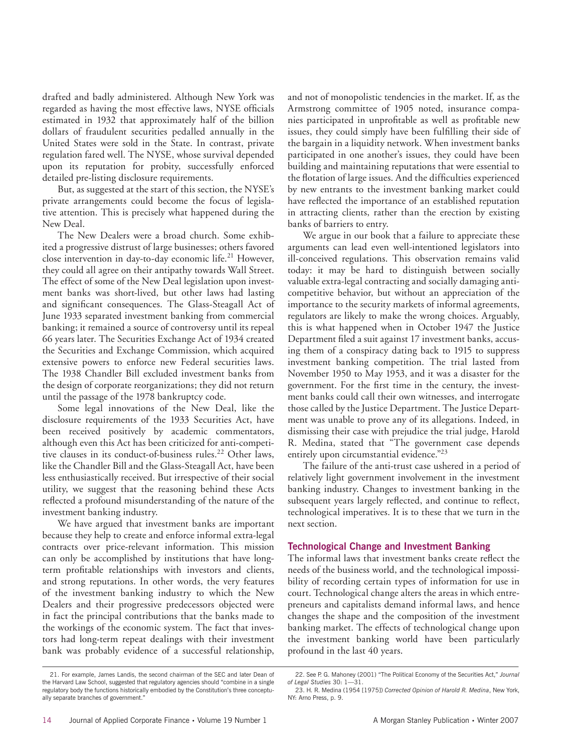drafted and badly administered. Although New York was regarded as having the most effective laws, NYSE officials estimated in 1932 that approximately half of the billion dollars of fraudulent securities pedalled annually in the United States were sold in the State. In contrast, private regulation fared well. The NYSE, whose survival depended upon its reputation for probity, successfully enforced detailed pre-listing disclosure requirements.

But, as suggested at the start of this section, the NYSE's private arrangements could become the focus of legislative attention. This is precisely what happened during the New Deal.

The New Dealers were a broad church. Some exhibited a progressive distrust of large businesses; others favored close intervention in day-to-day economic life.[21] However, they could all agree on their antipathy towards Wall Street. The effect of some of the New Deal legislation upon investment banks was short-lived, but other laws had lasting and significant consequences. The Glass-Steagall Act of June 1933 separated investment banking from commercial banking; it remained a source of controversy until its repeal 66 years later. The Securities Exchange Act of 1934 created the Securities and Exchange Commission, which acquired extensive powers to enforce new Federal securities laws. The 1938 Chandler Bill excluded investment banks from the design of corporate reorganizations; they did not return until the passage of the 1978 bankruptcy code.

Some legal innovations of the New Deal, like the disclosure requirements of the 1933 Securities Act, have been received positively by academic commentators, although even this Act has been criticized for anti-competitive clauses in its conduct-of-business rules.[22] Other laws, like the Chandler Bill and the Glass-Steagall Act, have been less enthusiastically received. But irrespective of their social utility, we suggest that the reasoning behind these Acts reflected a profound misunderstanding of the nature of the investment banking industry.

We have argued that investment banks are important because they help to create and enforce informal extra-legal contracts over price-relevant information. This mission can only be accomplished by institutions that have long-term profitable relationships with investors and clients, and strong reputations. In other words, the very features of the investment banking industry to which the New Dealers and their progressive predecessors objected were in fact the principal contributions that the banks made to the workings of the economic system. The fact that investors had long-term repeat dealings with their investment bank was probably evidence of a successful relationship, and not of monopolistic tendencies in the market. If, as the Armstrong committee of 1905 noted, insurance companies participated in unprofitable as well as profitable new issues, they could simply have been fulfilling their side of the bargain in a liquidity network. When investment banks participated in one another's issues, they could have been building and maintaining reputations that were essential to the flotation of large issues. And the difficulties experienced by new entrants to the investment banking market could have reflected the importance of an established reputation in attracting clients, rather than the erection by existing banks of barriers to entry.

We argue in our book that a failure to appreciate these arguments can lead even well-intentioned legislators into ill-conceived regulations. This observation remains valid today: it may be hard to distinguish between socially valuable extra-legal contracting and socially damaging anti-competitive behavior, but without an appreciation of the importance to the security markets of informal agreements, regulators are likely to make the wrong choices. Arguably, this is what happened when in October 1947 the Justice Department filed a suit against 17 investment banks, accusing them of a conspiracy dating back to 1915 to suppress investment banking competition. The trial lasted from November 1950 to May 1953, and it was a disaster for the government. For the first time in the century, the investment banks could call their own witnesses, and interrogate those called by the Justice Department. The Justice Department was unable to prove any of its allegations. Indeed, in dismissing their case with prejudice the trial judge, Harold R. Medina, stated that "The government case depends entirely upon circumstantial evidence."[23]

The failure of the anti-trust case ushered in a period of relatively light government involvement in the investment banking industry. Changes to investment banking in the subsequent years largely reflected, and continue to reflect, technological imperatives. It is to these that we turn in the next section.

## Technological Change and Investment Banking

The informal laws that investment banks create reflect the needs of the business world, and the technological impossibility of recording certain types of information for use in court. Technological change alters the areas in which entrepreneurs and capitalists demand informal laws, and hence changes the shape and the composition of the investment banking market. The effects of technological change upon the investment banking world have been particularly profound in the last 40 years.

---

21. For example, James Landis, the second chairman of the SEC and later Dean of the Harvard Law School, suggested that regulatory agencies should "combine in a single regulatory body the functions historically embodied by the Constitution's three conceptually separate branches of government."

22. See P. G. Mahoney (2001) "The Political Economy of the Securities Act," *Journal of Legal Studies* 30: 1—31.

23. H. R. Medina (1954 [1975]) *Corrected Opinion of Harold R. Medina*, New York, NY: Arno Press, p. 9.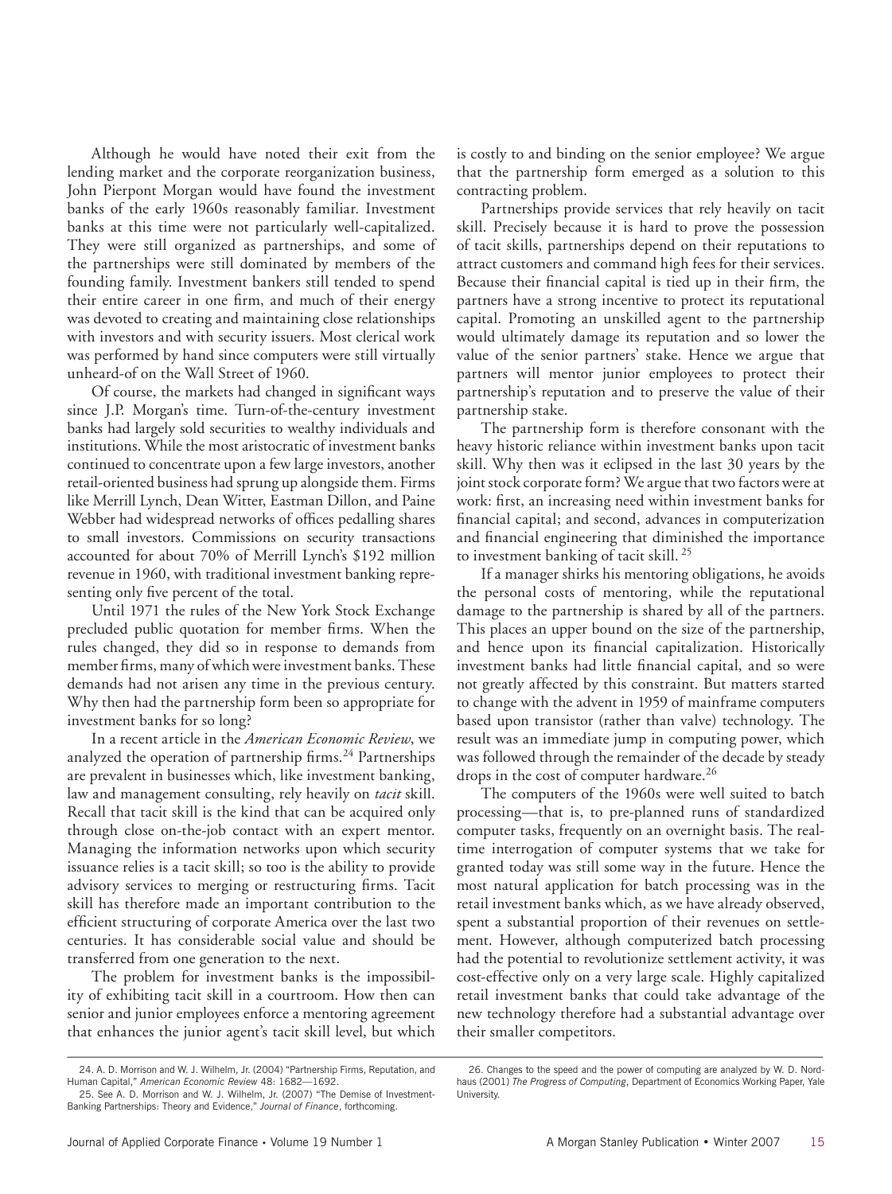Although he would have noted their exit from the lending market and the corporate reorganization business, John Pierpont Morgan would have found the investment banks of the early 1960s reasonably familiar. Investment banks at this time were not particularly well-capitalized. They were still organized as partnerships, and some of the partnerships were still dominated by members of the founding family. Investment bankers still tended to spend their entire career in one firm, and much of their energy was devoted to creating and maintaining close relationships with investors and with security issuers. Most clerical work was performed by hand since computers were still virtually unheard-of on the Wall Street of 1960.

Of course, the markets had changed in significant ways since J.P. Morgan's time. Turn-of-the-century investment banks had largely sold securities to wealthy individuals and institutions. While the most aristocratic of investment banks continued to concentrate upon a few large investors, another retail-oriented business had sprung up alongside them. Firms like Merrill Lynch, Dean Witter, Eastman Dillon, and Paine Webber had widespread networks of offices pedalling shares to small investors. Commissions on security transactions accounted for about 70% of Merrill Lynch's $192 million revenue in 1960, with traditional investment banking representing only five percent of the total.

Until 1971 the rules of the New York Stock Exchange precluded public quotation for member firms. When the rules changed, they did so in response to demands from member firms, many of which were investment banks. These demands had not arisen any time in the previous century. Why then had the partnership form been so appropriate for investment banks for so long?

In a recent article in the *American Economic Review*, we analyzed the operation of partnership firms.[24] Partnerships are prevalent in businesses which, like investment banking, law and management consulting, rely heavily on *tacit* skill. Recall that tacit skill is the kind that can be acquired only through close on-the-job contact with an expert mentor. Managing the information networks upon which security issuance relies is a tacit skill; so too is the ability to provide advisory services to merging or restructuring firms. Tacit skill has therefore made an important contribution to the efficient structuring of corporate America over the last two centuries. It has considerable social value and should be transferred from one generation to the next.

The problem for investment banks is the impossibility of exhibiting tacit skill in a courtroom. How then can senior and junior employees enforce a mentoring agreement that enhances the junior agent's tacit skill level, but which is costly to and binding on the senior employee? We argue that the partnership form emerged as a solution to this contracting problem.

Partnerships provide services that rely heavily on tacit skill. Precisely because it is hard to prove the possession of tacit skills, partnerships depend on their reputations to attract customers and command high fees for their services. Because their financial capital is tied up in their firm, the partners have a strong incentive to protect its reputational capital. Promoting an unskilled agent to the partnership would ultimately damage its reputation and so lower the value of the senior partners' stake. Hence we argue that partners will mentor junior employees to protect their partnership's reputation and to preserve the value of their partnership stake.

The partnership form is therefore consonant with the heavy historic reliance within investment banks upon tacit skill. Why then was it eclipsed in the last 30 years by the joint stock corporate form? We argue that two factors were at work: first, an increasing need within investment banks for financial capital; and second, advances in computerization and financial engineering that diminished the importance to investment banking of tacit skill.[25]

If a manager shirks his mentoring obligations, he avoids the personal costs of mentoring, while the reputational damage to the partnership is shared by all of the partners. This places an upper bound on the size of the partnership, and hence upon its financial capitalization. Historically investment banks had little financial capital, and so were not greatly affected by this constraint. But matters started to change with the advent in 1959 of mainframe computers based upon transistor (rather than valve) technology. The result was an immediate jump in computing power, which was followed through the remainder of the decade by steady drops in the cost of computer hardware.[26]

The computers of the 1960s were well suited to batch processing—that is, to pre-planned runs of standardized computer tasks, frequently on an overnight basis. The real-time interrogation of computer systems that we take for granted today was still some way in the future. Hence the most natural application for batch processing was in the retail investment banks which, as we have already observed, spent a substantial proportion of their revenues on settlement. However, although computerized batch processing had the potential to revolutionize settlement activity, it was cost-effective only on a very large scale. Highly capitalized retail investment banks that could take advantage of the new technology therefore had a substantial advantage over their smaller competitors.

---

24. A. D. Morrison and W. J. Wilhelm, Jr. (2004) "Partnership Firms, Reputation, and Human Capital," *American Economic Review* 48: 1682—1692.

25. See A. D. Morrison and W. J. Wilhelm, Jr. (2007) "The Demise of Investment-Banking Partnerships: Theory and Evidence," *Journal of Finance*, forthcoming.

26. Changes to the speed and the power of computing are analyzed by W. D. Nordhaus (2001) *The Progress of Computing*, Department of Economics Working Paper, Yale University.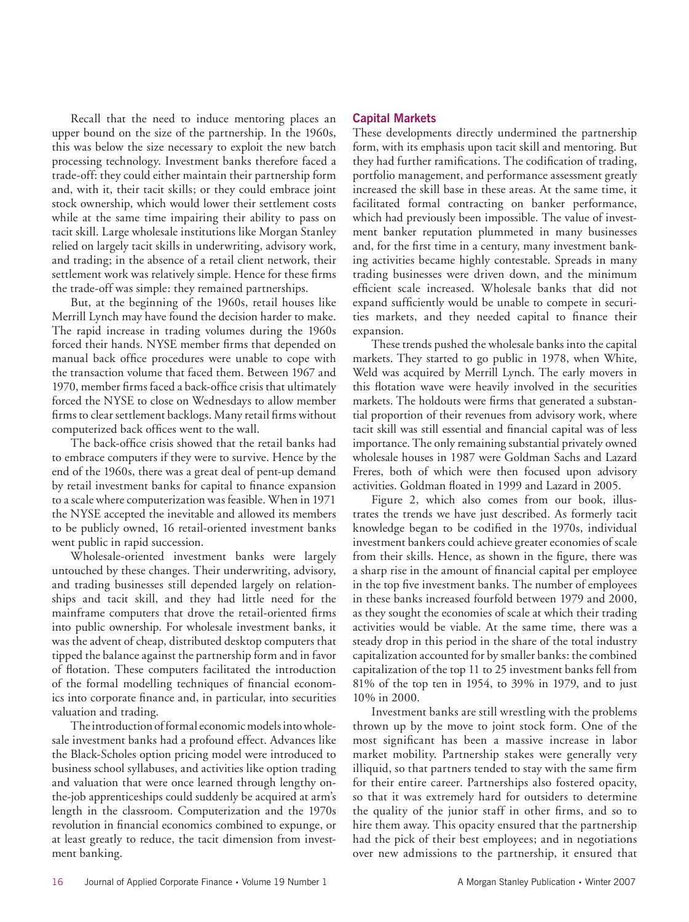Recall that the need to induce mentoring places an upper bound on the size of the partnership. In the 1960s, this was below the size necessary to exploit the new batch processing technology. Investment banks therefore faced a trade-off: they could either maintain their partnership form and, with it, their tacit skills; or they could embrace joint stock ownership, which would lower their settlement costs while at the same time impairing their ability to pass on tacit skill. Large wholesale institutions like Morgan Stanley relied on largely tacit skills in underwriting, advisory work, and trading; in the absence of a retail client network, their settlement work was relatively simple. Hence for these firms the trade-off was simple: they remained partnerships.

But, at the beginning of the 1960s, retail houses like Merrill Lynch may have found the decision harder to make. The rapid increase in trading volumes during the 1960s forced their hands. NYSE member firms that depended on manual back office procedures were unable to cope with the transaction volume that faced them. Between 1967 and 1970, member firms faced a back-office crisis that ultimately forced the NYSE to close on Wednesdays to allow member firms to clear settlement backlogs. Many retail firms without computerized back offices went to the wall.

The back-office crisis showed that the retail banks had to embrace computers if they were to survive. Hence by the end of the 1960s, there was a great deal of pent-up demand by retail investment banks for capital to finance expansion to a scale where computerization was feasible. When in 1971 the NYSE accepted the inevitable and allowed its members to be publicly owned, 16 retail-oriented investment banks went public in rapid succession.

Wholesale-oriented investment banks were largely untouched by these changes. Their underwriting, advisory, and trading businesses still depended largely on relationships and tacit skill, and they had little need for the mainframe computers that drove the retail-oriented firms into public ownership. For wholesale investment banks, it was the advent of cheap, distributed desktop computers that tipped the balance against the partnership form and in favor of flotation. These computers facilitated the introduction of the formal modelling techniques of financial economics into corporate finance and, in particular, into securities valuation and trading.

The introduction of formal economic models into wholesale investment banks had a profound effect. Advances like the Black-Scholes option pricing model were introduced to business school syllabuses, and activities like option trading and valuation that were once learned through lengthy on-the-job apprenticeships could suddenly be acquired at arm's length in the classroom. Computerization and the 1970s revolution in financial economics combined to expunge, or at least greatly to reduce, the tacit dimension from investment banking.

## Capital Markets

These developments directly undermined the partnership form, with its emphasis upon tacit skill and mentoring. But they had further ramifications. The codification of trading, portfolio management, and performance assessment greatly increased the skill base in these areas. At the same time, it facilitated formal contracting on banker performance, which had previously been impossible. The value of investment banker reputation plummeted in many businesses and, for the first time in a century, many investment banking activities became highly contestable. Spreads in many trading businesses were driven down, and the minimum efficient scale increased. Wholesale banks that did not expand sufficiently would be unable to compete in securities markets, and they needed capital to finance their expansion.

These trends pushed the wholesale banks into the capital markets. They started to go public in 1978, when White, Weld was acquired by Merrill Lynch. The early movers in this flotation wave were heavily involved in the securities markets. The holdouts were firms that generated a substantial proportion of their revenues from advisory work, where tacit skill was still essential and financial capital was of less importance. The only remaining substantial privately owned wholesale houses in 1987 were Goldman Sachs and Lazard Freres, both of which were then focused upon advisory activities. Goldman floated in 1999 and Lazard in 2005.

Figure 2, which also comes from our book, illustrates the trends we have just described. As formerly tacit knowledge began to be codified in the 1970s, individual investment bankers could achieve greater economies of scale from their skills. Hence, as shown in the figure, there was a sharp rise in the amount of financial capital per employee in the top five investment banks. The number of employees in these banks increased fourfold between 1979 and 2000, as they sought the economies of scale at which their trading activities would be viable. At the same time, there was a steady drop in this period in the share of the total industry capitalization accounted for by smaller banks: the combined capitalization of the top 11 to 25 investment banks fell from 81% of the top ten in 1954, to 39% in 1979, and to just 10% in 2000.

Investment banks are still wrestling with the problems thrown up by the move to joint stock form. One of the most significant has been a massive increase in labor market mobility. Partnership stakes were generally very illiquid, so that partners tended to stay with the same firm for their entire career. Partnerships also fostered opacity, so that it was extremely hard for outsiders to determine the quality of the junior staff in other firms, and so to hire them away. This opacity ensured that the partnership had the pick of their best employees; and in negotiations over new admissions to the partnership, it ensured that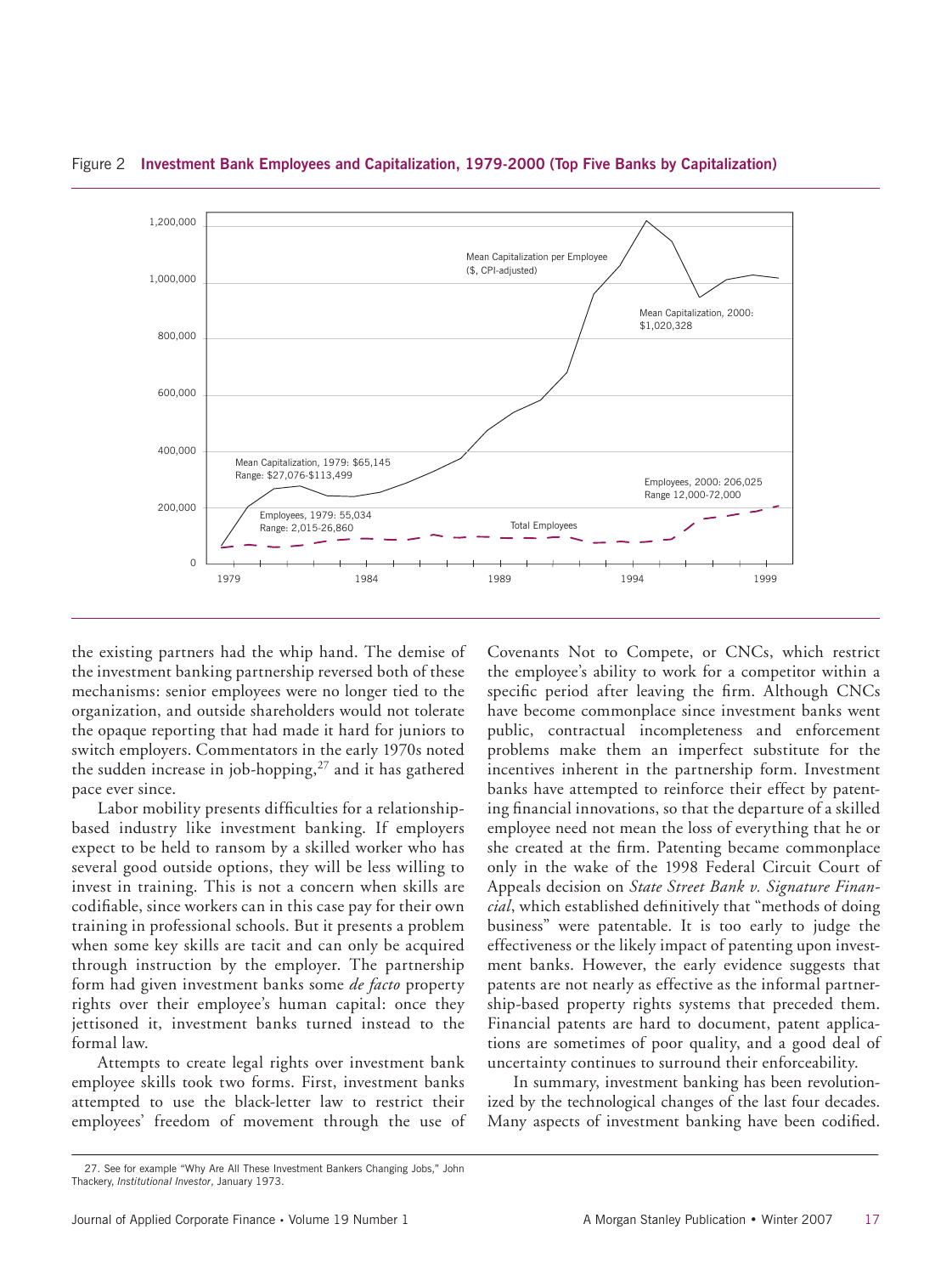Figure 2 **Investment Bank Employees and Capitalization, 1979-2000 (Top Five Banks by Capitalization)**

the existing partners had the whip hand. The demise of the investment banking partnership reversed both of these mechanisms: senior employees were no longer tied to the organization, and outside shareholders would not tolerate the opaque reporting that had made it hard for juniors to switch employers. Commentators in the early 1970s noted the sudden increase in job-hopping,[27] and it has gathered pace ever since.

Labor mobility presents difficulties for a relationship-based industry like investment banking. If employers expect to be held to ransom by a skilled worker who has several good outside options, they will be less willing to invest in training. This is not a concern when skills are codifiable, since workers can in this case pay for their own training in professional schools. But it presents a problem when some key skills are tacit and can only be acquired through instruction by the employer. The partnership form had given investment banks some *de facto* property rights over their employee's human capital: once they jettisoned it, investment banks turned instead to the formal law.

Attempts to create legal rights over investment bank employee skills took two forms. First, investment banks attempted to use the black-letter law to restrict their employees' freedom of movement through the use of Covenants Not to Compete, or CNCs, which restrict the employee's ability to work for a competitor within a specific period after leaving the firm. Although CNCs have become commonplace since investment banks went public, contractual incompleteness and enforcement problems make them an imperfect substitute for the incentives inherent in the partnership form. Investment banks have attempted to reinforce their effect by patenting financial innovations, so that the departure of a skilled employee need not mean the loss of everything that he or she created at the firm. Patenting became commonplace only in the wake of the 1998 Federal Circuit Court of Appeals decision on *State Street Bank v. Signature Financial*, which established definitively that "methods of doing business" were patentable. It is too early to judge the effectiveness or the likely impact of patenting upon investment banks. However, the early evidence suggests that patents are not nearly as effective as the informal partnership-based property rights systems that preceded them. Financial patents are hard to document, patent applications are sometimes of poor quality, and a good deal of uncertainty continues to surround their enforceability.

In summary, investment banking has been revolutionized by the technological changes of the last four decades. Many aspects of investment banking have been codified.

27. See for example "Why Are All These Investment Bankers Changing Jobs," John Thackery, *Institutional Investor*, January 1973.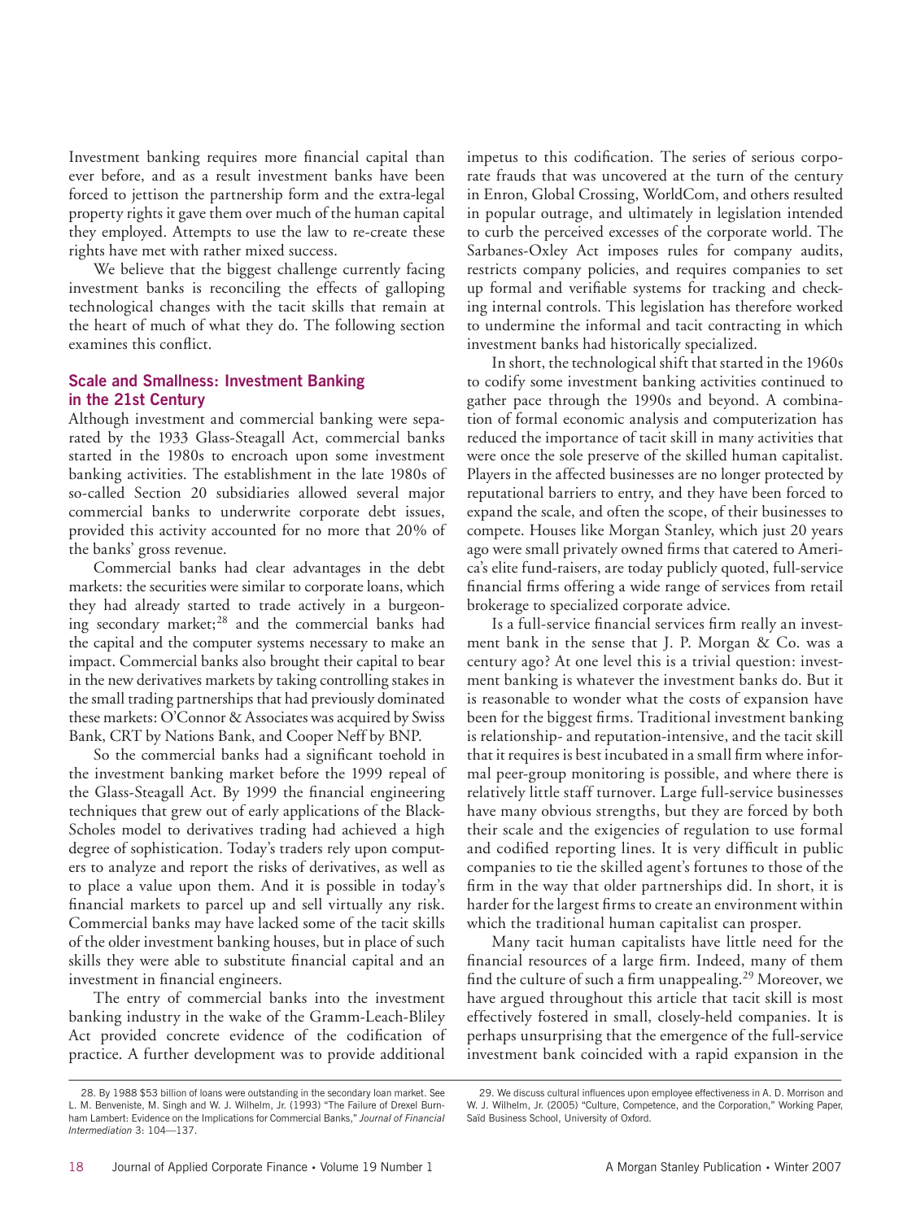Investment banking requires more financial capital than ever before, and as a result investment banks have been forced to jettison the partnership form and the extra-legal property rights it gave them over much of the human capital they employed. Attempts to use the law to re-create these rights have met with rather mixed success.

We believe that the biggest challenge currently facing investment banks is reconciling the effects of galloping technological changes with the tacit skills that remain at the heart of much of what they do. The following section examines this conflict.

## Scale and Smallness: Investment Banking in the 21st Century

Although investment and commercial banking were separated by the 1933 Glass-Steagall Act, commercial banks started in the 1980s to encroach upon some investment banking activities. The establishment in the late 1980s of so-called Section 20 subsidiaries allowed several major commercial banks to underwrite corporate debt issues, provided this activity accounted for no more that 20% of the banks' gross revenue.

Commercial banks had clear advantages in the debt markets: the securities were similar to corporate loans, which they had already started to trade actively in a burgeoning secondary market;[28] and the commercial banks had the capital and the computer systems necessary to make an impact. Commercial banks also brought their capital to bear in the new derivatives markets by taking controlling stakes in the small trading partnerships that had previously dominated these markets: O'Connor & Associates was acquired by Swiss Bank, CRT by Nations Bank, and Cooper Neff by BNP.

So the commercial banks had a significant toehold in the investment banking market before the 1999 repeal of the Glass-Steagall Act. By 1999 the financial engineering techniques that grew out of early applications of the Black-Scholes model to derivatives trading had achieved a high degree of sophistication. Today's traders rely upon computers to analyze and report the risks of derivatives, as well as to place a value upon them. And it is possible in today's financial markets to parcel up and sell virtually any risk. Commercial banks may have lacked some of the tacit skills of the older investment banking houses, but in place of such skills they were able to substitute financial capital and an investment in financial engineers.

The entry of commercial banks into the investment banking industry in the wake of the Gramm-Leach-Bliley Act provided concrete evidence of the codification of practice. A further development was to provide additional impetus to this codification. The series of serious corporate frauds that was uncovered at the turn of the century in Enron, Global Crossing, WorldCom, and others resulted in popular outrage, and ultimately in legislation intended to curb the perceived excesses of the corporate world. The Sarbanes-Oxley Act imposes rules for company audits, restricts company policies, and requires companies to set up formal and verifiable systems for tracking and checking internal controls. This legislation has therefore worked to undermine the informal and tacit contracting in which investment banks had historically specialized.

In short, the technological shift that started in the 1960s to codify some investment banking activities continued to gather pace through the 1990s and beyond. A combination of formal economic analysis and computerization has reduced the importance of tacit skill in many activities that were once the sole preserve of the skilled human capitalist. Players in the affected businesses are no longer protected by reputational barriers to entry, and they have been forced to expand the scale, and often the scope, of their businesses to compete. Houses like Morgan Stanley, which just 20 years ago were small privately owned firms that catered to America's elite fund-raisers, are today publicly quoted, full-service financial firms offering a wide range of services from retail brokerage to specialized corporate advice.

Is a full-service financial services firm really an investment bank in the sense that J. P. Morgan & Co. was a century ago? At one level this is a trivial question: investment banking is whatever the investment banks do. But it is reasonable to wonder what the costs of expansion have been for the biggest firms. Traditional investment banking is relationship- and reputation-intensive, and the tacit skill that it requires is best incubated in a small firm where informal peer-group monitoring is possible, and where there is relatively little staff turnover. Large full-service businesses have many obvious strengths, but they are forced by both their scale and the exigencies of regulation to use formal and codified reporting lines. It is very difficult in public companies to tie the skilled agent's fortunes to those of the firm in the way that older partnerships did. In short, it is harder for the largest firms to create an environment within which the traditional human capitalist can prosper.

Many tacit human capitalists have little need for the financial resources of a large firm. Indeed, many of them find the culture of such a firm unappealing.[29] Moreover, we have argued throughout this article that tacit skill is most effectively fostered in small, closely-held companies. It is perhaps unsurprising that the emergence of the full-service investment bank coincided with a rapid expansion in the

28. By 1988 $53 billion of loans were outstanding in the secondary loan market. See L. M. Benveniste, M. Singh and W. J. Wilhelm, Jr. (1993) "The Failure of Drexel Burnham Lambert: Evidence on the Implications for Commercial Banks," *Journal of Financial Intermediation* 3: 104—137.

29. We discuss cultural influences upon employee effectiveness in A. D. Morrison and W. J. Wilhelm, Jr. (2005) "Culture, Competence, and the Corporation," Working Paper, Saïd Business School, University of Oxford.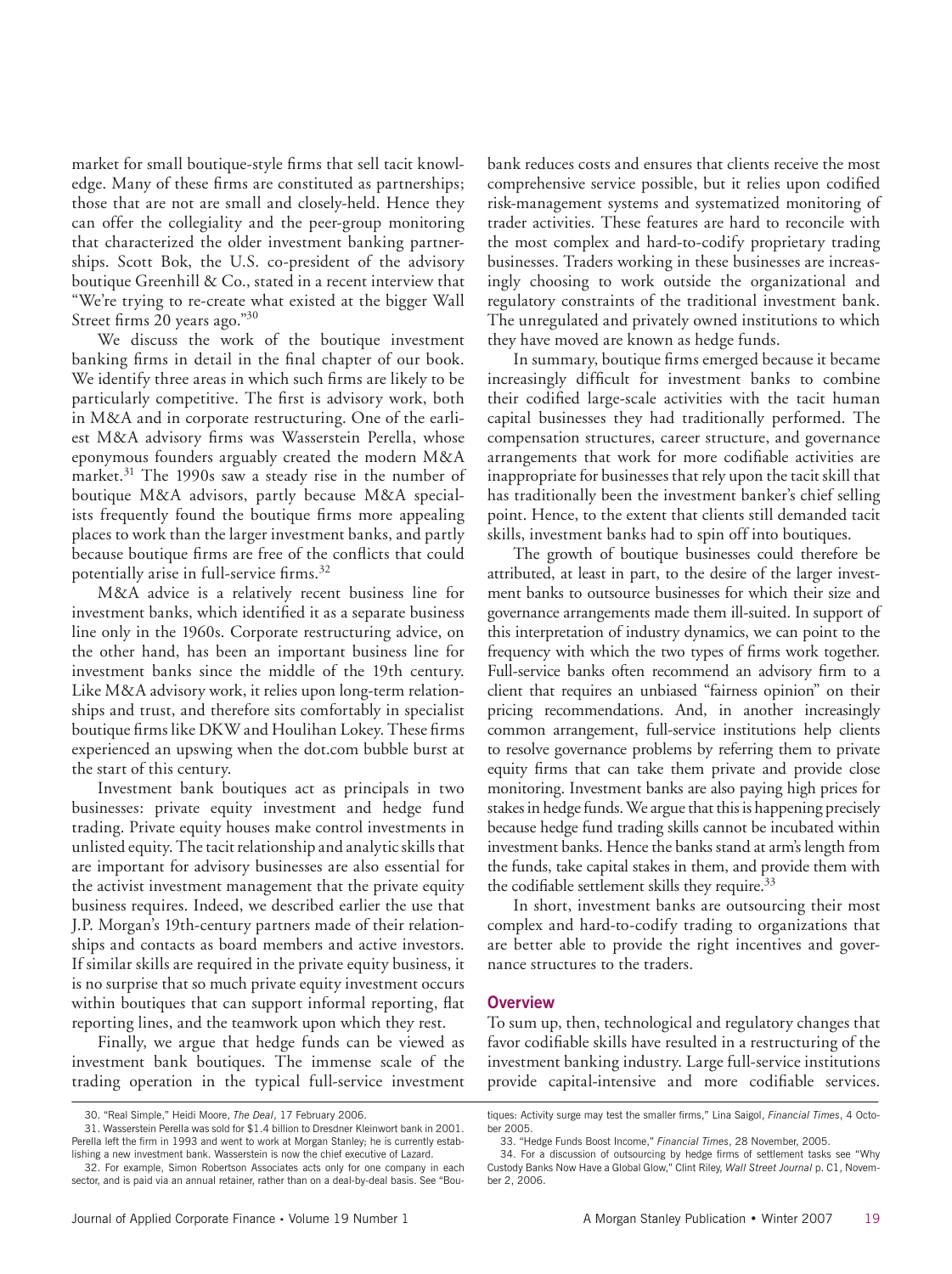market for small boutique-style firms that sell tacit knowledge. Many of these firms are constituted as partnerships; those that are not are small and closely-held. Hence they can offer the collegiality and the peer-group monitoring that characterized the older investment banking partnerships. Scott Bok, the U.S. co-president of the advisory boutique Greenhill & Co., stated in a recent interview that "We're trying to re-create what existed at the bigger Wall Street firms 20 years ago."[30]

We discuss the work of the boutique investment banking firms in detail in the final chapter of our book. We identify three areas in which such firms are likely to be particularly competitive. The first is advisory work, both in M&A and in corporate restructuring. One of the earliest M&A advisory firms was Wasserstein Perella, whose eponymous founders arguably created the modern M&A market.[31] The 1990s saw a steady rise in the number of boutique M&A advisors, partly because M&A specialists frequently found the boutique firms more appealing places to work than the larger investment banks, and partly because boutique firms are free of the conflicts that could potentially arise in full-service firms.[32]

M&A advice is a relatively recent business line for investment banks, which identified it as a separate business line only in the 1960s. Corporate restructuring advice, on the other hand, has been an important business line for investment banks since the middle of the 19th century. Like M&A advisory work, it relies upon long-term relationships and trust, and therefore sits comfortably in specialist boutique firms like DKW and Houlihan Lokey. These firms experienced an upswing when the dot.com bubble burst at the start of this century.

Investment bank boutiques act as principals in two businesses: private equity investment and hedge fund trading. Private equity houses make control investments in unlisted equity. The tacit relationship and analytic skills that are important for advisory businesses are also essential for the activist investment management that the private equity business requires. Indeed, we described earlier the use that J.P. Morgan's 19th-century partners made of their relationships and contacts as board members and active investors. If similar skills are required in the private equity business, it is no surprise that so much private equity investment occurs within boutiques that can support informal reporting, flat reporting lines, and the teamwork upon which they rest.

Finally, we argue that hedge funds can be viewed as investment bank boutiques. The immense scale of the trading operation in the typical full-service investment bank reduces costs and ensures that clients receive the most comprehensive service possible, but it relies upon codified risk-management systems and systematized monitoring of trader activities. These features are hard to reconcile with the most complex and hard-to-codify proprietary trading businesses. Traders working in these businesses are increasingly choosing to work outside the organizational and regulatory constraints of the traditional investment bank. The unregulated and privately owned institutions to which they have moved are known as hedge funds.

In summary, boutique firms emerged because it became increasingly difficult for investment banks to combine their codified large-scale activities with the tacit human capital businesses they had traditionally performed. The compensation structures, career structure, and governance arrangements that work for more codifiable activities are inappropriate for businesses that rely upon the tacit skill that has traditionally been the investment banker's chief selling point. Hence, to the extent that clients still demanded tacit skills, investment banks had to spin off into boutiques.

The growth of boutique businesses could therefore be attributed, at least in part, to the desire of the larger investment banks to outsource businesses for which their size and governance arrangements made them ill-suited. In support of this interpretation of industry dynamics, we can point to the frequency with which the two types of firms work together. Full-service banks often recommend an advisory firm to a client that requires an unbiased "fairness opinion" on their pricing recommendations. And, in another increasingly common arrangement, full-service institutions help clients to resolve governance problems by referring them to private equity firms that can take them private and provide close monitoring. Investment banks are also paying high prices for stakes in hedge funds. We argue that this is happening precisely because hedge fund trading skills cannot be incubated within investment banks. Hence the banks stand at arm's length from the funds, take capital stakes in them, and provide them with the codifiable settlement skills they require.[33]

In short, investment banks are outsourcing their most complex and hard-to-codify trading to organizations that are better able to provide the right incentives and governance structures to the traders.

### Overview

To sum up, then, technological and regulatory changes that favor codifiable skills have resulted in a restructuring of the investment banking industry. Large full-service institutions provide capital-intensive and more codifiable services.

---

30. "Real Simple," Heidi Moore, *The Deal*, 17 February 2006.

31. Wasserstein Perella was sold for $1.4 billion to Dresdner Kleinwort bank in 2001. Perella left the firm in 1993 and went to work at Morgan Stanley; he is currently establishing a new investment bank. Wasserstein is now the chief executive of Lazard.

32. For example, Simon Robertson Associates acts only for one company in each sector, and is paid via an annual retainer, rather than on a deal-by-deal basis. See "Boutiques: Activity surge may test the smaller firms," Lina Saigol, *Financial Times*, 4 October 2005.

33. "Hedge Funds Boost Income," *Financial Times*, 28 November, 2005.

34. For a discussion of outsourcing by hedge firms of settlement tasks see "Why Custody Banks Now Have a Global Glow," Clint Riley, *Wall Street Journal* p. C1, November 2, 2006.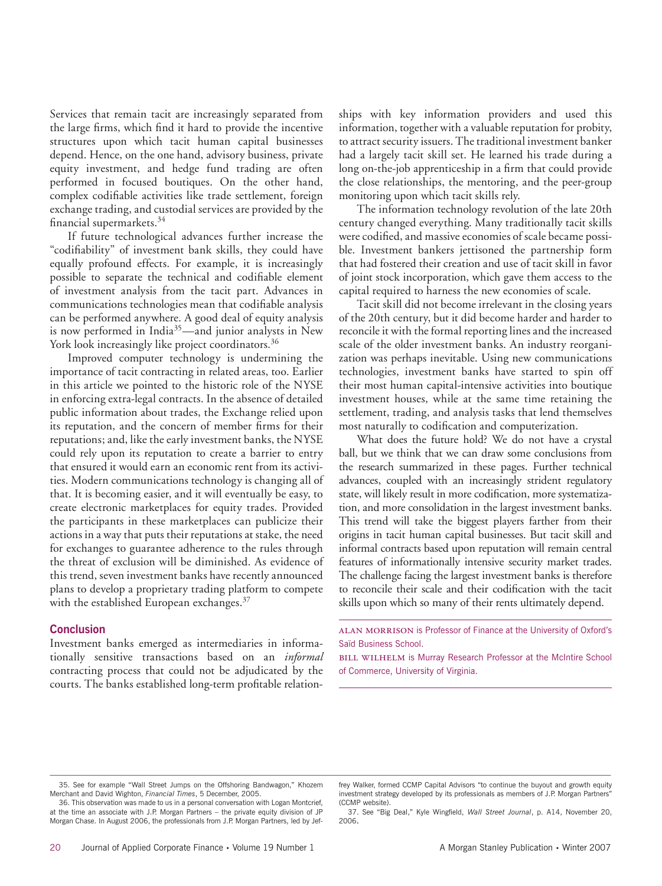Services that remain tacit are increasingly separated from the large firms, which find it hard to provide the incentive structures upon which tacit human capital businesses depend. Hence, on the one hand, advisory business, private equity investment, and hedge fund trading are often performed in focused boutiques. On the other hand, complex codifiable activities like trade settlement, foreign exchange trading, and custodial services are provided by the financial supermarkets.[34]

If future technological advances further increase the "codifiability" of investment bank skills, they could have equally profound effects. For example, it is increasingly possible to separate the technical and codifiable element of investment analysis from the tacit part. Advances in communications technologies mean that codifiable analysis can be performed anywhere. A good deal of equity analysis is now performed in India[35]—and junior analysts in New York look increasingly like project coordinators.[36]

Improved computer technology is undermining the importance of tacit contracting in related areas, too. Earlier in this article we pointed to the historic role of the NYSE in enforcing extra-legal contracts. In the absence of detailed public information about trades, the Exchange relied upon its reputation, and the concern of member firms for their reputations; and, like the early investment banks, the NYSE could rely upon its reputation to create a barrier to entry that ensured it would earn an economic rent from its activities. Modern communications technology is changing all of that. It is becoming easier, and it will eventually be easy, to create electronic marketplaces for equity trades. Provided the participants in these marketplaces can publicize their actions in a way that puts their reputations at stake, the need for exchanges to guarantee adherence to the rules through the threat of exclusion will be diminished. As evidence of this trend, seven investment banks have recently announced plans to develop a proprietary trading platform to compete with the established European exchanges.[37]

## Conclusion

Investment banks emerged as intermediaries in informationally sensitive transactions based on an *informal* contracting process that could not be adjudicated by the courts. The banks established long-term profitable relationships with key information providers and used this information, together with a valuable reputation for probity, to attract security issuers. The traditional investment banker had a largely tacit skill set. He learned his trade during a long on-the-job apprenticeship in a firm that could provide the close relationships, the mentoring, and the peer-group monitoring upon which tacit skills rely.

The information technology revolution of the late 20th century changed everything. Many traditionally tacit skills were codified, and massive economies of scale became possible. Investment bankers jettisoned the partnership form that had fostered their creation and use of tacit skill in favor of joint stock incorporation, which gave them access to the capital required to harness the new economies of scale.

Tacit skill did not become irrelevant in the closing years of the 20th century, but it did become harder and harder to reconcile it with the formal reporting lines and the increased scale of the older investment banks. An industry reorganization was perhaps inevitable. Using new communications technologies, investment banks have started to spin off their most human capital-intensive activities into boutique investment houses, while at the same time retaining the settlement, trading, and analysis tasks that lend themselves most naturally to codification and computerization.

What does the future hold? We do not have a crystal ball, but we think that we can draw some conclusions from the research summarized in these pages. Further technical advances, coupled with an increasingly strident regulatory state, will likely result in more codification, more systematization, and more consolidation in the largest investment banks. This trend will take the biggest players farther from their origins in tacit human capital businesses. But tacit skill and informal contracts based upon reputation will remain central features of informationally intensive security market trades. The challenge facing the largest investment banks is therefore to reconcile their scale and their codification with the tacit skills upon which so many of their rents ultimately depend.

---

ALAN MORRISON is Professor of Finance at the University of Oxford's Saïd Business School.

BILL WILHELM is Murray Research Professor at the McIntire School of Commerce, University of Virginia.

---

35. See for example "Wall Street Jumps on the Offshoring Bandwagon," Khozem Merchant and David Wighton, *Financial Times*, 5 December, 2005.

36. This observation was made to us in a personal conversation with Logan Montcrief, at the time an associate with J.P. Morgan Partners – the private equity division of JP Morgan Chase. In August 2006, the professionals from J.P. Morgan Partners, led by Jeffrey Walker, formed CCMP Capital Advisors "to continue the buyout and growth equity investment strategy developed by its professionals as members of J.P. Morgan Partners" (CCMP website).

37. See "Big Deal," Kyle Wingfield, *Wall Street Journal*, p. A14, November 20, 2006.